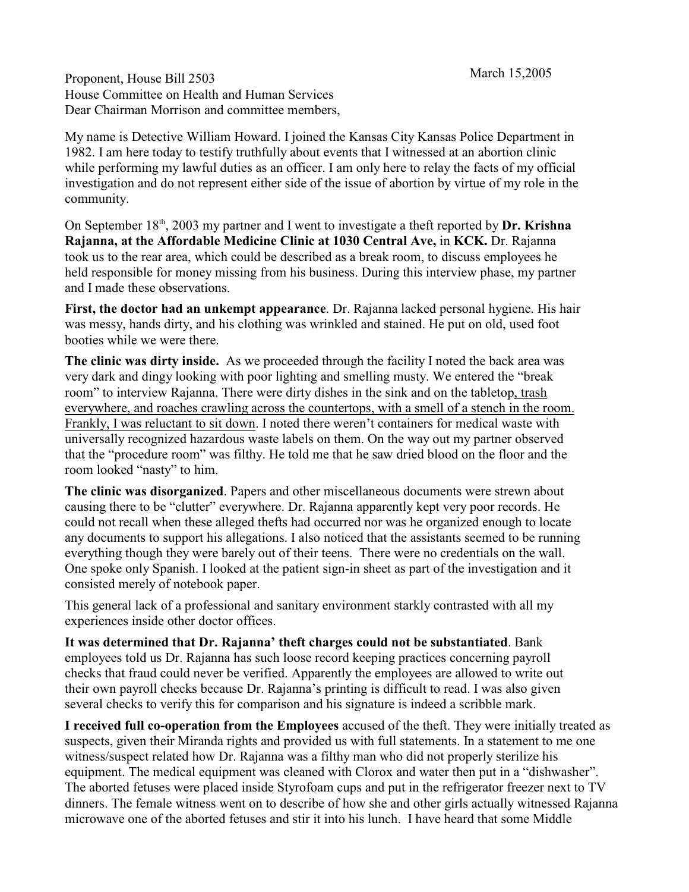March 15,2005

Proponent, House Bill 2503
House Committee on Health and Human Services
Dear Chairman Morrison and committee members,

My name is Detective William Howard. I joined the Kansas City Kansas Police Department in 1982. I am here today to testify truthfully about events that I witnessed at an abortion clinic while performing my lawful duties as an officer. I am only here to relay the facts of my official investigation and do not represent either side of the issue of abortion by virtue of my role in the community.

On September 18th, 2003 my partner and I went to investigate a theft reported by **Dr. Krishna Rajanna, at the Affordable Medicine Clinic at 1030 Central Ave,** in **KCK.** Dr. Rajanna took us to the rear area, which could be described as a break room, to discuss employees he held responsible for money missing from his business. During this interview phase, my partner and I made these observations.

**First, the doctor had an unkempt appearance**. Dr. Rajanna lacked personal hygiene. His hair was messy, hands dirty, and his clothing was wrinkled and stained. He put on old, used foot booties while we were there.

**The clinic was dirty inside.** As we proceeded through the facility I noted the back area was very dark and dingy looking with poor lighting and smelling musty. We entered the "break room" to interview Rajanna. There were dirty dishes in the sink and on the tabletop, trash everywhere, and roaches crawling across the countertops, with a smell of a stench in the room. Frankly, I was reluctant to sit down. I noted there weren't containers for medical waste with universally recognized hazardous waste labels on them. On the way out my partner observed that the "procedure room" was filthy. He told me that he saw dried blood on the floor and the room looked "nasty" to him.

**The clinic was disorganized**. Papers and other miscellaneous documents were strewn about causing there to be "clutter" everywhere. Dr. Rajanna apparently kept very poor records. He could not recall when these alleged thefts had occurred nor was he organized enough to locate any documents to support his allegations. I also noticed that the assistants seemed to be running everything though they were barely out of their teens. There were no credentials on the wall. One spoke only Spanish. I looked at the patient sign-in sheet as part of the investigation and it consisted merely of notebook paper.

This general lack of a professional and sanitary environment starkly contrasted with all my experiences inside other doctor offices.

**It was determined that Dr. Rajanna' theft charges could not be substantiated**. Bank employees told us Dr. Rajanna has such loose record keeping practices concerning payroll checks that fraud could never be verified. Apparently the employees are allowed to write out their own payroll checks because Dr. Rajanna's printing is difficult to read. I was also given several checks to verify this for comparison and his signature is indeed a scribble mark.

**I received full co-operation from the Employees** accused of the theft. They were initially treated as suspects, given their Miranda rights and provided us with full statements. In a statement to me one witness/suspect related how Dr. Rajanna was a filthy man who did not properly sterilize his equipment. The medical equipment was cleaned with Clorox and water then put in a "dishwasher". The aborted fetuses were placed inside Styrofoam cups and put in the refrigerator freezer next to TV dinners. The female witness went on to describe of how she and other girls actually witnessed Rajanna microwave one of the aborted fetuses and stir it into his lunch. I have heard that some Middle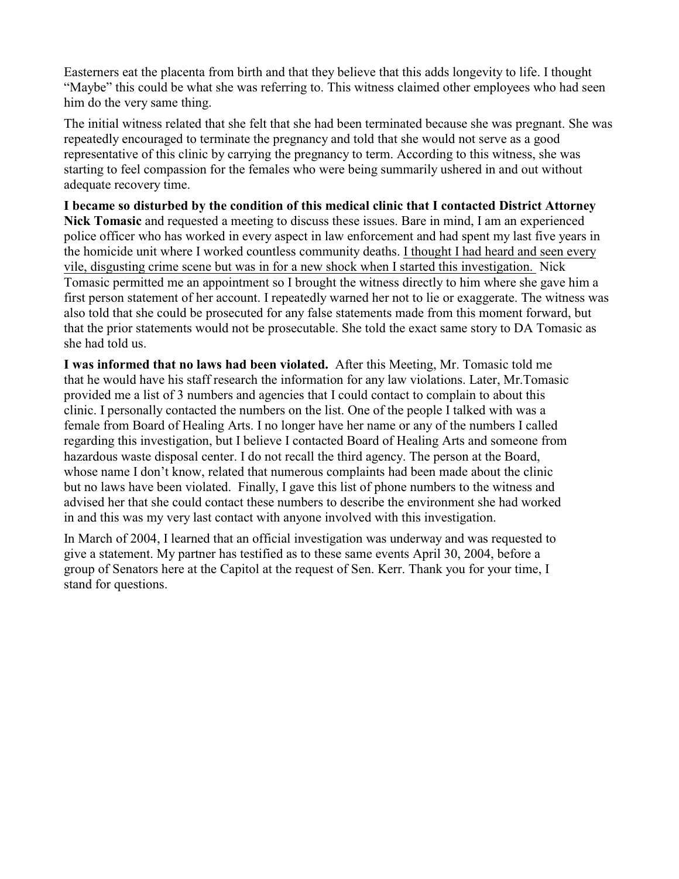Easterners eat the placenta from birth and that they believe that this adds longevity to life. I thought "Maybe" this could be what she was referring to. This witness claimed other employees who had seen him do the very same thing.

The initial witness related that she felt that she had been terminated because she was pregnant. She was repeatedly encouraged to terminate the pregnancy and told that she would not serve as a good representative of this clinic by carrying the pregnancy to term. According to this witness, she was starting to feel compassion for the females who were being summarily ushered in and out without adequate recovery time.

**I became so disturbed by the condition of this medical clinic that I contacted District Attorney Nick Tomasic** and requested a meeting to discuss these issues. Bare in mind, I am an experienced police officer who has worked in every aspect in law enforcement and had spent my last five years in the homicide unit where I worked countless community deaths. <u>I thought I had heard and seen every vile, disgusting crime scene but was in for a new shock when I started this investigation.</u> Nick Tomasic permitted me an appointment so I brought the witness directly to him where she gave him a first person statement of her account. I repeatedly warned her not to lie or exaggerate. The witness was also told that she could be prosecuted for any false statements made from this moment forward, but that the prior statements would not be prosecutable. She told the exact same story to DA Tomasic as she had told us.

**I was informed that no laws had been violated.** After this Meeting, Mr. Tomasic told me that he would have his staff research the information for any law violations. Later, Mr.Tomasic provided me a list of 3 numbers and agencies that I could contact to complain to about this clinic. I personally contacted the numbers on the list. One of the people I talked with was a female from Board of Healing Arts. I no longer have her name or any of the numbers I called regarding this investigation, but I believe I contacted Board of Healing Arts and someone from hazardous waste disposal center. I do not recall the third agency. The person at the Board, whose name I don't know, related that numerous complaints had been made about the clinic but no laws have been violated. Finally, I gave this list of phone numbers to the witness and advised her that she could contact these numbers to describe the environment she had worked in and this was my very last contact with anyone involved with this investigation.

In March of 2004, I learned that an official investigation was underway and was requested to give a statement. My partner has testified as to these same events April 30, 2004, before a group of Senators here at the Capitol at the request of Sen. Kerr. Thank you for your time, I stand for questions.